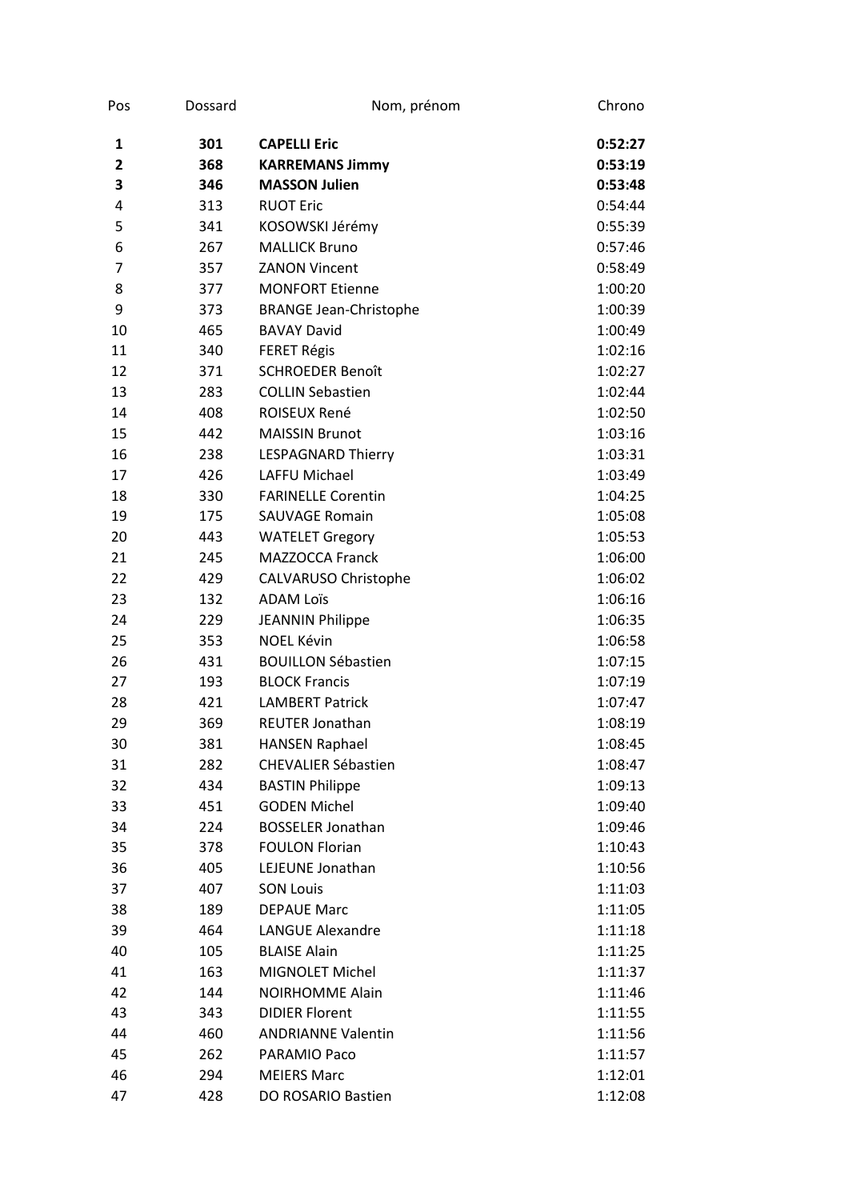| Pos | Dossard | Nom, prénom | Chrono |
|---|---|---|---|
| **1** | **301** | **CAPELLI Eric** | **0:52:27** |
| **2** | **368** | **KARREMANS Jimmy** | **0:53:19** |
| **3** | **346** | **MASSON Julien** | **0:53:48** |
| 4 | 313 | RUOT Eric | 0:54:44 |
| 5 | 341 | KOSOWSKI Jérémy | 0:55:39 |
| 6 | 267 | MALLICK Bruno | 0:57:46 |
| 7 | 357 | ZANON Vincent | 0:58:49 |
| 8 | 377 | MONFORT Etienne | 1:00:20 |
| 9 | 373 | BRANGE Jean-Christophe | 1:00:39 |
| 10 | 465 | BAVAY David | 1:00:49 |
| 11 | 340 | FERET Régis | 1:02:16 |
| 12 | 371 | SCHROEDER Benoît | 1:02:27 |
| 13 | 283 | COLLIN Sebastien | 1:02:44 |
| 14 | 408 | ROISEUX René | 1:02:50 |
| 15 | 442 | MAISSIN Brunot | 1:03:16 |
| 16 | 238 | LESPAGNARD Thierry | 1:03:31 |
| 17 | 426 | LAFFU Michael | 1:03:49 |
| 18 | 330 | FARINELLE Corentin | 1:04:25 |
| 19 | 175 | SAUVAGE Romain | 1:05:08 |
| 20 | 443 | WATELET Gregory | 1:05:53 |
| 21 | 245 | MAZZOCCA Franck | 1:06:00 |
| 22 | 429 | CALVARUSO Christophe | 1:06:02 |
| 23 | 132 | ADAM Loïs | 1:06:16 |
| 24 | 229 | JEANNIN Philippe | 1:06:35 |
| 25 | 353 | NOEL Kévin | 1:06:58 |
| 26 | 431 | BOUILLON Sébastien | 1:07:15 |
| 27 | 193 | BLOCK Francis | 1:07:19 |
| 28 | 421 | LAMBERT Patrick | 1:07:47 |
| 29 | 369 | REUTER Jonathan | 1:08:19 |
| 30 | 381 | HANSEN Raphael | 1:08:45 |
| 31 | 282 | CHEVALIER Sébastien | 1:08:47 |
| 32 | 434 | BASTIN Philippe | 1:09:13 |
| 33 | 451 | GODEN Michel | 1:09:40 |
| 34 | 224 | BOSSELER Jonathan | 1:09:46 |
| 35 | 378 | FOULON Florian | 1:10:43 |
| 36 | 405 | LEJEUNE Jonathan | 1:10:56 |
| 37 | 407 | SON Louis | 1:11:03 |
| 38 | 189 | DEPAUE Marc | 1:11:05 |
| 39 | 464 | LANGUE Alexandre | 1:11:18 |
| 40 | 105 | BLAISE Alain | 1:11:25 |
| 41 | 163 | MIGNOLET Michel | 1:11:37 |
| 42 | 144 | NOIRHOMME Alain | 1:11:46 |
| 43 | 343 | DIDIER Florent | 1:11:55 |
| 44 | 460 | ANDRIANNE Valentin | 1:11:56 |
| 45 | 262 | PARAMIO Paco | 1:11:57 |
| 46 | 294 | MEIERS Marc | 1:12:01 |
| 47 | 428 | DO ROSARIO Bastien | 1:12:08 |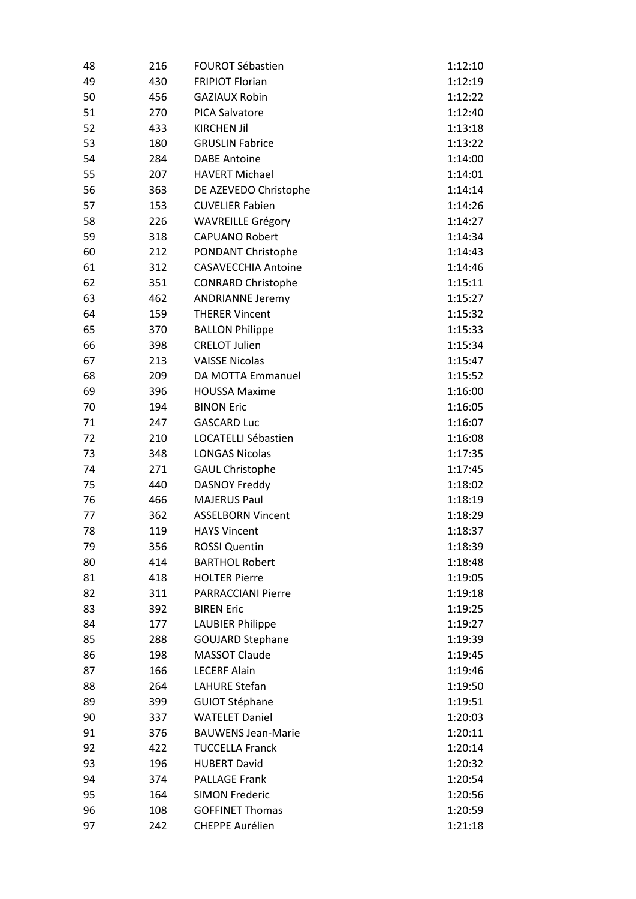| | | | |
|---|---|---|---|
| 48 | 216 | FOUROT Sébastien | 1:12:10 |
| 49 | 430 | FRIPIOT Florian | 1:12:19 |
| 50 | 456 | GAZIAUX Robin | 1:12:22 |
| 51 | 270 | PICA Salvatore | 1:12:40 |
| 52 | 433 | KIRCHEN Jil | 1:13:18 |
| 53 | 180 | GRUSLIN Fabrice | 1:13:22 |
| 54 | 284 | DABE Antoine | 1:14:00 |
| 55 | 207 | HAVERT Michael | 1:14:01 |
| 56 | 363 | DE AZEVEDO Christophe | 1:14:14 |
| 57 | 153 | CUVELIER Fabien | 1:14:26 |
| 58 | 226 | WAVREILLE Grégory | 1:14:27 |
| 59 | 318 | CAPUANO Robert | 1:14:34 |
| 60 | 212 | PONDANT Christophe | 1:14:43 |
| 61 | 312 | CASAVECCHIA Antoine | 1:14:46 |
| 62 | 351 | CONRARD Christophe | 1:15:11 |
| 63 | 462 | ANDRIANNE Jeremy | 1:15:27 |
| 64 | 159 | THERER Vincent | 1:15:32 |
| 65 | 370 | BALLON Philippe | 1:15:33 |
| 66 | 398 | CRELOT Julien | 1:15:34 |
| 67 | 213 | VAISSE Nicolas | 1:15:47 |
| 68 | 209 | DA MOTTA Emmanuel | 1:15:52 |
| 69 | 396 | HOUSSA Maxime | 1:16:00 |
| 70 | 194 | BINON Eric | 1:16:05 |
| 71 | 247 | GASCARD Luc | 1:16:07 |
| 72 | 210 | LOCATELLI Sébastien | 1:16:08 |
| 73 | 348 | LONGAS Nicolas | 1:17:35 |
| 74 | 271 | GAUL Christophe | 1:17:45 |
| 75 | 440 | DASNOY Freddy | 1:18:02 |
| 76 | 466 | MAJERUS Paul | 1:18:19 |
| 77 | 362 | ASSELBORN Vincent | 1:18:29 |
| 78 | 119 | HAYS Vincent | 1:18:37 |
| 79 | 356 | ROSSI Quentin | 1:18:39 |
| 80 | 414 | BARTHOL Robert | 1:18:48 |
| 81 | 418 | HOLTER Pierre | 1:19:05 |
| 82 | 311 | PARRACCIANI Pierre | 1:19:18 |
| 83 | 392 | BIREN Eric | 1:19:25 |
| 84 | 177 | LAUBIER Philippe | 1:19:27 |
| 85 | 288 | GOUJARD Stephane | 1:19:39 |
| 86 | 198 | MASSOT Claude | 1:19:45 |
| 87 | 166 | LECERF Alain | 1:19:46 |
| 88 | 264 | LAHURE Stefan | 1:19:50 |
| 89 | 399 | GUIOT Stéphane | 1:19:51 |
| 90 | 337 | WATELET Daniel | 1:20:03 |
| 91 | 376 | BAUWENS Jean-Marie | 1:20:11 |
| 92 | 422 | TUCCELLA Franck | 1:20:14 |
| 93 | 196 | HUBERT David | 1:20:32 |
| 94 | 374 | PALLAGE Frank | 1:20:54 |
| 95 | 164 | SIMON Frederic | 1:20:56 |
| 96 | 108 | GOFFINET Thomas | 1:20:59 |
| 97 | 242 | CHEPPE Aurélien | 1:21:18 |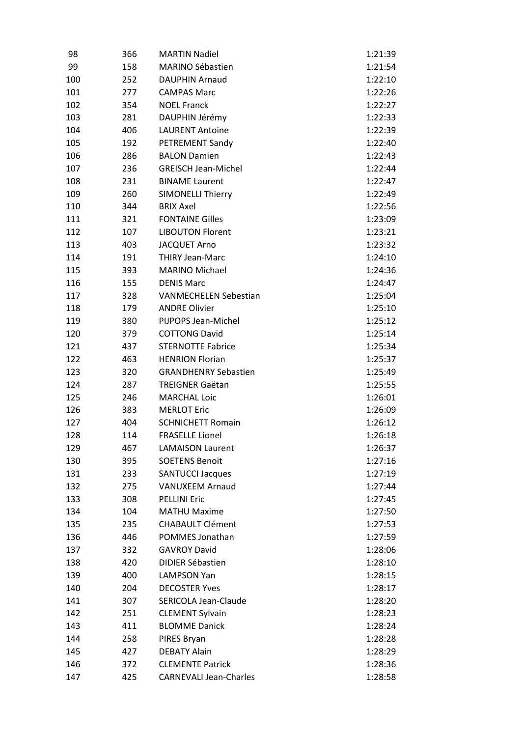| 98 | 366 | MARTIN Nadiel | 1:21:39 |
|---|---|---|---|
| 99 | 158 | MARINO Sébastien | 1:21:54 |
| 100 | 252 | DAUPHIN Arnaud | 1:22:10 |
| 101 | 277 | CAMPAS Marc | 1:22:26 |
| 102 | 354 | NOEL Franck | 1:22:27 |
| 103 | 281 | DAUPHIN Jérémy | 1:22:33 |
| 104 | 406 | LAURENT Antoine | 1:22:39 |
| 105 | 192 | PETREMENT Sandy | 1:22:40 |
| 106 | 286 | BALON Damien | 1:22:43 |
| 107 | 236 | GREISCH Jean-Michel | 1:22:44 |
| 108 | 231 | BINAME Laurent | 1:22:47 |
| 109 | 260 | SIMONELLI Thierry | 1:22:49 |
| 110 | 344 | BRIX Axel | 1:22:56 |
| 111 | 321 | FONTAINE Gilles | 1:23:09 |
| 112 | 107 | LIBOUTON Florent | 1:23:21 |
| 113 | 403 | JACQUET Arno | 1:23:32 |
| 114 | 191 | THIRY Jean-Marc | 1:24:10 |
| 115 | 393 | MARINO Michael | 1:24:36 |
| 116 | 155 | DENIS Marc | 1:24:47 |
| 117 | 328 | VANMECHELEN Sebastian | 1:25:04 |
| 118 | 179 | ANDRE Olivier | 1:25:10 |
| 119 | 380 | PIJPOPS Jean-Michel | 1:25:12 |
| 120 | 379 | COTTONG David | 1:25:14 |
| 121 | 437 | STERNOTTE Fabrice | 1:25:34 |
| 122 | 463 | HENRION Florian | 1:25:37 |
| 123 | 320 | GRANDHENRY Sebastien | 1:25:49 |
| 124 | 287 | TREIGNER Gaëtan | 1:25:55 |
| 125 | 246 | MARCHAL Loic | 1:26:01 |
| 126 | 383 | MERLOT Eric | 1:26:09 |
| 127 | 404 | SCHNICHETT Romain | 1:26:12 |
| 128 | 114 | FRASELLE Lionel | 1:26:18 |
| 129 | 467 | LAMAISON Laurent | 1:26:37 |
| 130 | 395 | SOETENS Benoit | 1:27:16 |
| 131 | 233 | SANTUCCI Jacques | 1:27:19 |
| 132 | 275 | VANUXEEM Arnaud | 1:27:44 |
| 133 | 308 | PELLINI Eric | 1:27:45 |
| 134 | 104 | MATHU Maxime | 1:27:50 |
| 135 | 235 | CHABAULT Clément | 1:27:53 |
| 136 | 446 | POMMES Jonathan | 1:27:59 |
| 137 | 332 | GAVROY David | 1:28:06 |
| 138 | 420 | DIDIER Sébastien | 1:28:10 |
| 139 | 400 | LAMPSON Yan | 1:28:15 |
| 140 | 204 | DECOSTER Yves | 1:28:17 |
| 141 | 307 | SERICOLA Jean-Claude | 1:28:20 |
| 142 | 251 | CLEMENT Sylvain | 1:28:23 |
| 143 | 411 | BLOMME Danick | 1:28:24 |
| 144 | 258 | PIRES Bryan | 1:28:28 |
| 145 | 427 | DEBATY Alain | 1:28:29 |
| 146 | 372 | CLEMENTE Patrick | 1:28:36 |
| 147 | 425 | CARNEVALI Jean-Charles | 1:28:58 |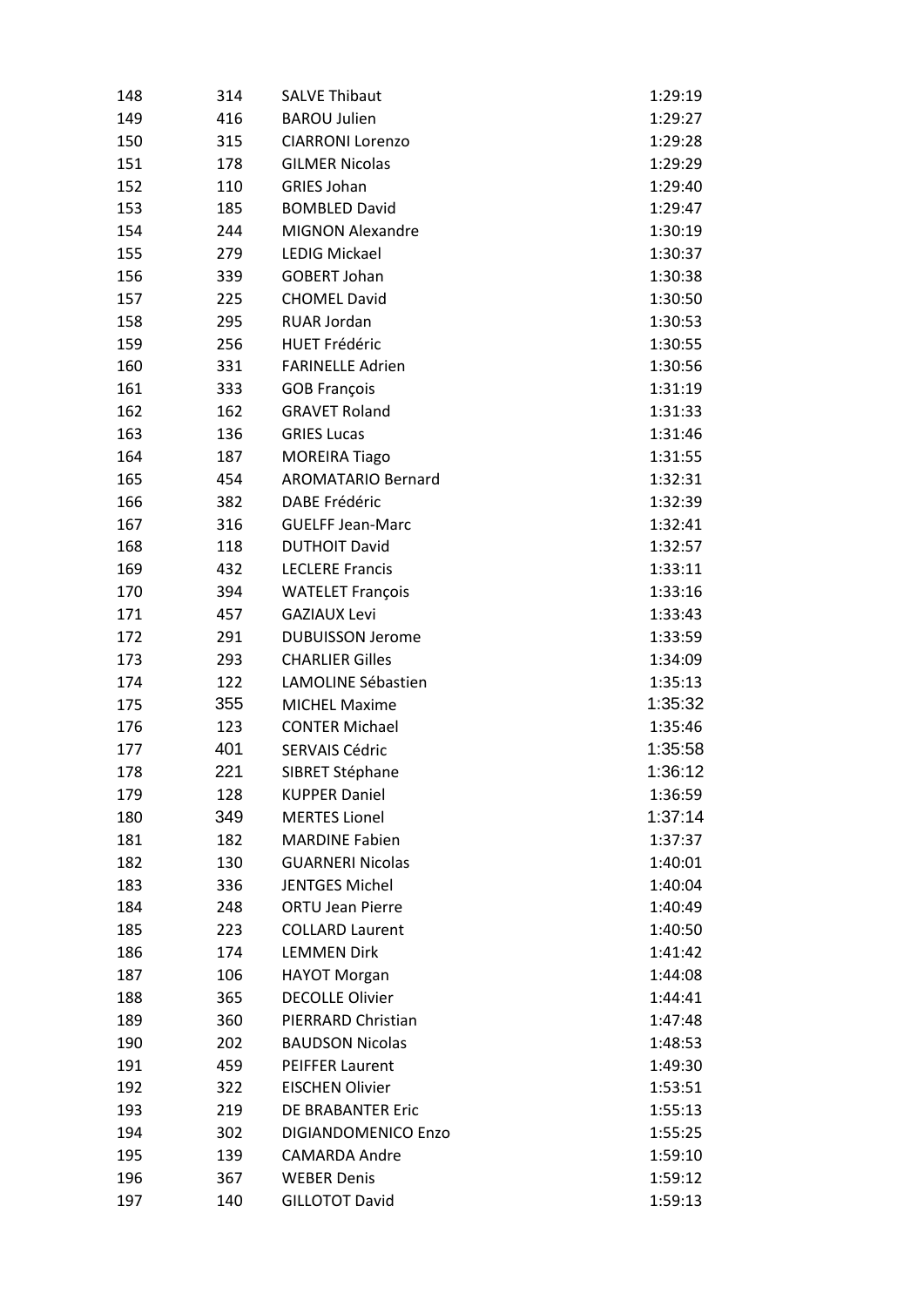| | | | |
|---|---|---|---|
| 148 | 314 | SALVE Thibaut | 1:29:19 |
| 149 | 416 | BAROU Julien | 1:29:27 |
| 150 | 315 | CIARRONI Lorenzo | 1:29:28 |
| 151 | 178 | GILMER Nicolas | 1:29:29 |
| 152 | 110 | GRIES Johan | 1:29:40 |
| 153 | 185 | BOMBLED David | 1:29:47 |
| 154 | 244 | MIGNON Alexandre | 1:30:19 |
| 155 | 279 | LEDIG Mickael | 1:30:37 |
| 156 | 339 | GOBERT Johan | 1:30:38 |
| 157 | 225 | CHOMEL David | 1:30:50 |
| 158 | 295 | RUAR Jordan | 1:30:53 |
| 159 | 256 | HUET Frédéric | 1:30:55 |
| 160 | 331 | FARINELLE Adrien | 1:30:56 |
| 161 | 333 | GOB François | 1:31:19 |
| 162 | 162 | GRAVET Roland | 1:31:33 |
| 163 | 136 | GRIES Lucas | 1:31:46 |
| 164 | 187 | MOREIRA Tiago | 1:31:55 |
| 165 | 454 | AROMATARIO Bernard | 1:32:31 |
| 166 | 382 | DABE Frédéric | 1:32:39 |
| 167 | 316 | GUELFF Jean-Marc | 1:32:41 |
| 168 | 118 | DUTHOIT David | 1:32:57 |
| 169 | 432 | LECLERE Francis | 1:33:11 |
| 170 | 394 | WATELET François | 1:33:16 |
| 171 | 457 | GAZIAUX Levi | 1:33:43 |
| 172 | 291 | DUBUISSON Jerome | 1:33:59 |
| 173 | 293 | CHARLIER Gilles | 1:34:09 |
| 174 | 122 | LAMOLINE Sébastien | 1:35:13 |
| 175 | 355 | MICHEL Maxime | 1:35:32 |
| 176 | 123 | CONTER Michael | 1:35:46 |
| 177 | 401 | SERVAIS Cédric | 1:35:58 |
| 178 | 221 | SIBRET Stéphane | 1:36:12 |
| 179 | 128 | KUPPER Daniel | 1:36:59 |
| 180 | 349 | MERTES Lionel | 1:37:14 |
| 181 | 182 | MARDINE Fabien | 1:37:37 |
| 182 | 130 | GUARNERI Nicolas | 1:40:01 |
| 183 | 336 | JENTGES Michel | 1:40:04 |
| 184 | 248 | ORTU Jean Pierre | 1:40:49 |
| 185 | 223 | COLLARD Laurent | 1:40:50 |
| 186 | 174 | LEMMEN Dirk | 1:41:42 |
| 187 | 106 | HAYOT Morgan | 1:44:08 |
| 188 | 365 | DECOLLE Olivier | 1:44:41 |
| 189 | 360 | PIERRARD Christian | 1:47:48 |
| 190 | 202 | BAUDSON Nicolas | 1:48:53 |
| 191 | 459 | PEIFFER Laurent | 1:49:30 |
| 192 | 322 | EISCHEN Olivier | 1:53:51 |
| 193 | 219 | DE BRABANTER Eric | 1:55:13 |
| 194 | 302 | DIGIANDOMENICO Enzo | 1:55:25 |
| 195 | 139 | CAMARDA Andre | 1:59:10 |
| 196 | 367 | WEBER Denis | 1:59:12 |
| 197 | 140 | GILLOTOT David | 1:59:13 |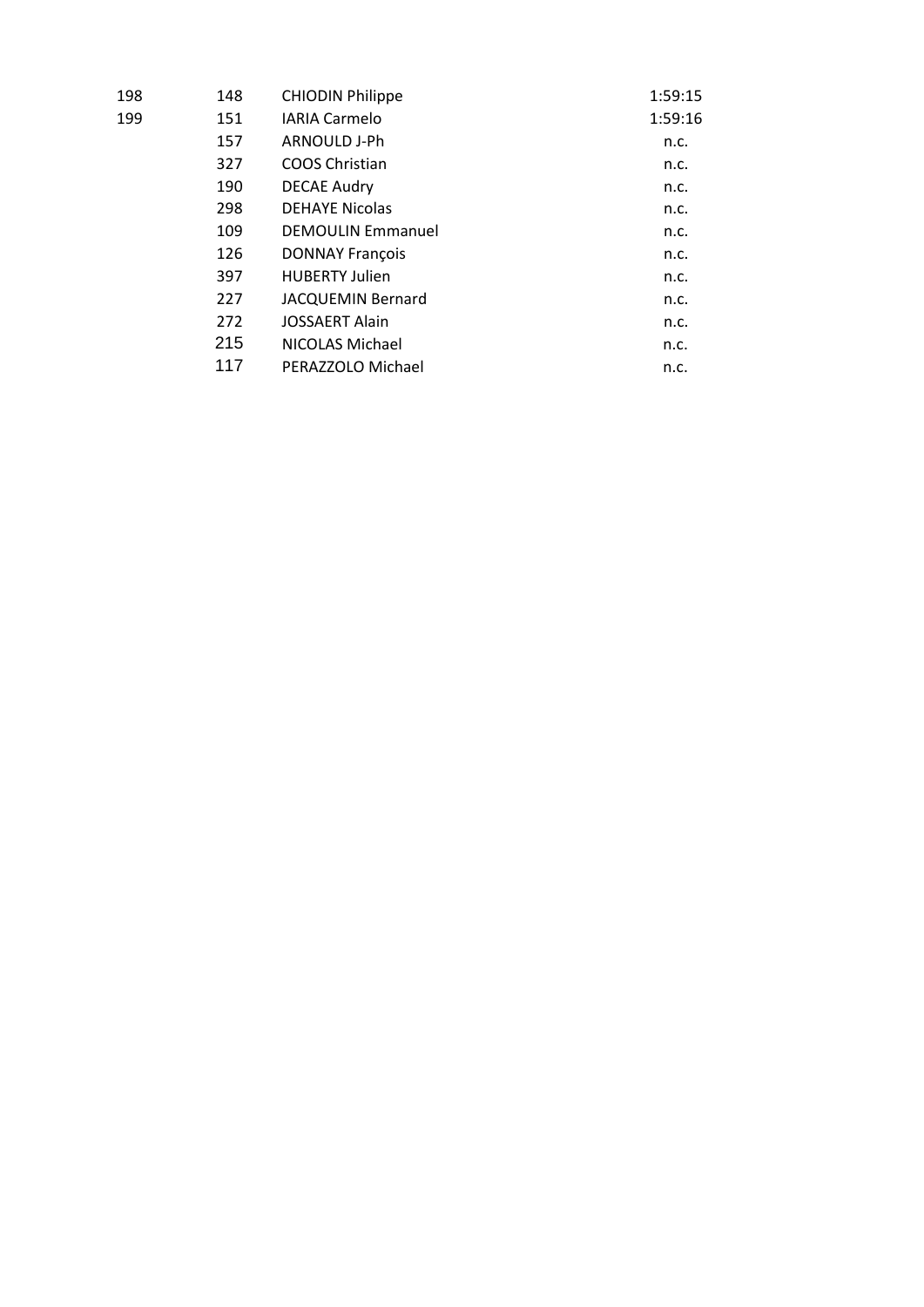| | | | |
|---|---|---|---|
| 198 | 148 | CHIODIN Philippe | 1:59:15 |
| 199 | 151 | IARIA Carmelo | 1:59:16 |
| | 157 | ARNOULD J-Ph | n.c. |
| | 327 | COOS Christian | n.c. |
| | 190 | DECAE Audry | n.c. |
| | 298 | DEHAYE Nicolas | n.c. |
| | 109 | DEMOULIN Emmanuel | n.c. |
| | 126 | DONNAY François | n.c. |
| | 397 | HUBERTY Julien | n.c. |
| | 227 | JACQUEMIN Bernard | n.c. |
| | 272 | JOSSAERT Alain | n.c. |
| | 215 | NICOLAS Michael | n.c. |
| | 117 | PERAZZOLO Michael | n.c. |